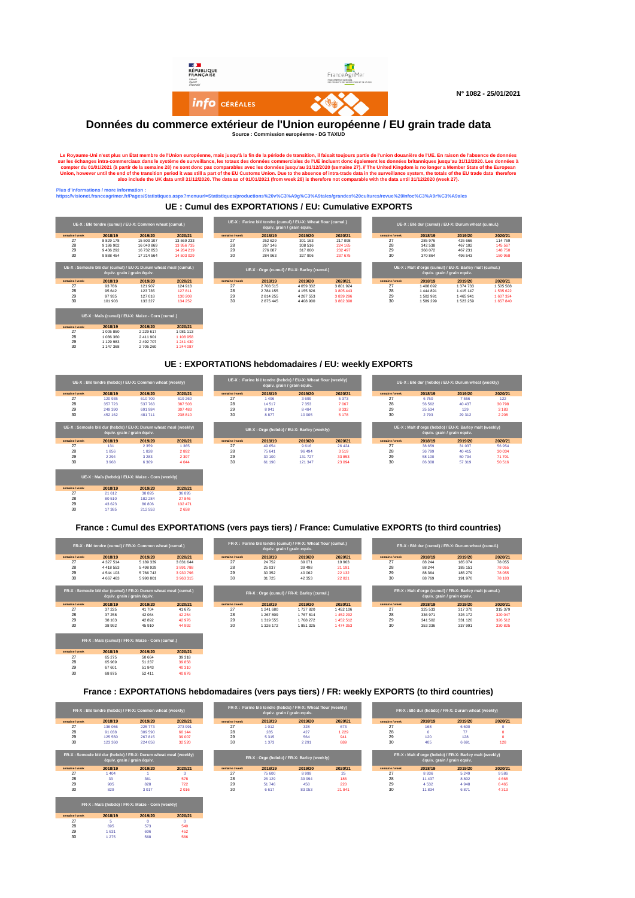N° 1082 - 25/01/2021

# Données du commerce extérieur de l'Union européenne / EU grain trade data

**Source : Commission européenne - DG TAXUD**

**Le Royaume-Uni n'est plus un État membre de l'Union européenne, mais jusqu'à la fin de la période de transition, il faisait toujours partie de l'union douanière de l'UE. En raison de l'absence de données sur les échanges intra-commerciaux dans le système de surveillance, les totaux des données commerciales de l'UE incluent donc également les données britanniques jusqu'au 31/12/2020. Les données à compter du 01/01/2021 (à partir de la semaine 28) ne sont donc pas comparables avec les données jusqu'au 31/12/2020 (semaine 27). // The United Kingdom is no longer a Member State of the European Union, however until the end of the transition period it was still a part of the EU Customs Union. Due to the absence of intra-trade data in the surveillance system, the totals of the EU trade data therefore also include the UK data until 31/12/2020. The data as of 01/01/2021 (from week 28) is therefore not comparable with the data until 31/12/2020 (week 27).**

**Plus d'informations / more information :**
**https://visionet.franceagrimer.fr/Pages/Statistiques.aspx?menuurl=Statistiques/productions%20v%C3%A9g%C3%A9tales/grandes%20cultures/revue%20Infoc%C3%A9r%C3%A9ales**

## UE : Cumul des EXPORTATIONS / EU: Cumulative EXPORTS

| UE-X : Blé tendre (cumul) / EU-X: Common wheat (cumul.) | | | |
|---|---|---|---|
| semaine / week | 2018/19 | 2019/20 | 2020/21 |
| 27 | 8 829 178 | 15 503 107 | 13 569 233 |
| 28 | 9 186 902 | 16 040 869 | 13 956 735 |
| 29 | 9 436 292 | 16 732 853 | 14 264 219 |
| 30 | 9 888 454 | 17 214 564 | 14 503 029 |

| UE-X : Farine blé tendre (cumul) / EU-X: Wheat flour (cumul.) équiv. grain / grain equiv. | | | |
|---|---|---|---|
| semaine / week | 2018/19 | 2019/20 | 2020/21 |
| 27 | 252 629 | 301 163 | 217 098 |
| 28 | 267 146 | 308 516 | 224 165 |
| 29 | 276 087 | 317 000 | 232 497 |
| 30 | 284 963 | 327 906 | 237 675 |

| UE-X : Blé dur (cumul) / EU-X: Durum wheat (cumul.) | | | |
|---|---|---|---|
| semaine / week | 2018/19 | 2019/20 | 2020/21 |
| 27 | 285 976 | 426 666 | 114 769 |
| 28 | 342 538 | 467 102 | 145 567 |
| 29 | 368 072 | 467 231 | 148 750 |
| 30 | 370 864 | 496 543 | 150 958 |

| UE-X : Semoule blé dur (cumul) / EU-X: Durum wheat meal (cumul.) équiv. grain / grain équiv. | | | |
|---|---|---|---|
| semaine / week | 2018/19 | 2019/20 | 2020/21 |
| 27 | 93 786 | 121 907 | 124 918 |
| 28 | 95 642 | 123 735 | 127 811 |
| 29 | 97 935 | 127 018 | 130 208 |
| 30 | 101 903 | 133 327 | 134 252 |

| UE-X : Orge (cumul) / EU-X: Barley (cumul.) | | | |
|---|---|---|---|
| semaine / week | 2018/19 | 2019/20 | 2020/21 |
| 27 | 2 708 515 | 4 059 332 | 3 801 924 |
| 28 | 2 784 155 | 4 155 826 | 3 805 443 |
| 29 | 2 814 255 | 4 287 553 | 3 839 296 |
| 30 | 2 875 445 | 4 408 900 | 3 862 390 |

| UE-X : Malt d'orge (cumul) / EU-X: Barley malt (cumul.) équiv. grain / grain equiv. | | | |
|---|---|---|---|
| semaine / week | 2018/19 | 2019/20 | 2020/21 |
| 27 | 1 408 092 | 1 374 733 | 1 505 588 |
| 28 | 1 444 891 | 1 415 147 | 1 535 622 |
| 29 | 1 502 991 | 1 465 941 | 1 607 324 |
| 30 | 1 589 299 | 1 523 259 | 1 657 840 |

| UE-X : Maïs (cumul) / EU-X: Maize - Corn (cumul.) | | | |
|---|---|---|---|
| semaine / week | 2018/19 | 2019/20 | 2020/21 |
| 27 | 1 005 850 | 2 229 617 | 1 081 113 |
| 28 | 1 086 360 | 2 411 901 | 1 108 958 |
| 29 | 1 129 983 | 2 492 707 | 1 241 430 |
| 30 | 1 147 368 | 2 705 260 | 1 244 087 |

## UE : EXPORTATIONS hebdomadaires / EU: weekly EXPORTS

| UE-X : Blé tendre (hebdo) / EU-X: Common wheat (weekly) | | | |
|---|---|---|---|
| semaine / week | 2018/19 | 2019/20 | 2020/21 |
| 27 | 120 935 | 610 709 | 619 260 |
| 28 | 357 723 | 537 763 | 387 503 |
| 29 | 249 390 | 691 984 | 307 483 |
| 30 | 452 162 | 481 711 | 238 810 |

| UE-X : Farine blé tendre (hebdo) / EU-X: Wheat flour (weekly) équiv. grain / grain equiv. | | | |
|---|---|---|---|
| semaine / week | 2018/19 | 2019/20 | 2020/21 |
| 27 | 1 496 | 3 699 | 5 373 |
| 28 | 14 517 | 7 353 | 7 067 |
| 29 | 8 941 | 8 484 | 8 332 |
| 30 | 8 877 | 10 905 | 5 178 |

| UE-X : Blé dur (hebdo) / EU-X: Durum wheat (weekly) | | | |
|---|---|---|---|
| semaine / week | 2018/19 | 2019/20 | 2020/21 |
| 27 | 6 750 | 7 556 | 122 |
| 28 | 56 562 | 40 437 | 30 798 |
| 29 | 25 534 | 129 | 3 183 |
| 30 | 2 793 | 29 312 | 2 208 |

| UE-X : Semoule blé dur (hebdo) / EU-X: Durum wheat meal (weekly) équiv. grain / grain équiv. | | | |
|---|---|---|---|
| semaine / week | 2018/19 | 2019/20 | 2020/21 |
| 27 | 131 | 2 359 | 1 385 |
| 28 | 1 856 | 1 828 | 2 892 |
| 29 | 2 294 | 3 283 | 2 397 |
| 30 | 3 968 | 6 309 | 4 044 |

| UE-X : Orge (hebdo) / EU-X: Barley (weekly) | | | |
|---|---|---|---|
| semaine / week | 2018/19 | 2019/20 | 2020/21 |
| 27 | 49 654 | 9 616 | 26 424 |
| 28 | 75 641 | 96 494 | 3 519 |
| 29 | 30 100 | 131 727 | 33 853 |
| 30 | 61 190 | 121 347 | 23 094 |

| UE-X : Malt d'orge (hebdo) / EU-X: Barley malt (weekly) équiv. grain / grain equiv. | | | |
|---|---|---|---|
| semaine / week | 2018/19 | 2019/20 | 2020/21 |
| 27 | 38 659 | 31 037 | 56 954 |
| 28 | 36 799 | 40 415 | 30 034 |
| 29 | 58 100 | 50 794 | 71 701 |
| 30 | 86 308 | 57 319 | 50 516 |

| UE-X : Maïs (hebdo) / EU-X: Maize - Corn (weekly) | | | |
|---|---|---|---|
| semaine / week | 2018/19 | 2019/20 | 2020/21 |
| 27 | 21 612 | 38 895 | 36 895 |
| 28 | 80 510 | 182 284 | 27 846 |
| 29 | 43 623 | 80 806 | 132 471 |
| 30 | 17 385 | 212 553 | 2 658 |

## France : Cumul des EXPORTATIONS (vers pays tiers) / France: Cumulative EXPORTS (to third countries)

| FR-X : Blé tendre (cumul) / FR-X: Common wheat (cumul.) | | | |
|---|---|---|---|
| semaine / week | 2018/19 | 2019/20 | 2020/21 |
| 27 | 4 327 514 | 5 189 339 | 3 831 644 |
| 28 | 4 418 553 | 5 498 929 | 3 891 788 |
| 29 | 4 544 103 | 5 766 743 | 3 930 796 |
| 30 | 4 667 463 | 5 990 801 | 3 963 315 |

| FR-X : Farine blé tendre (cumul) / FR-X: Wheat flour (cumul.) équiv. grain / grain equiv. | | | |
|---|---|---|---|
| semaine / week | 2018/19 | 2019/20 | 2020/21 |
| 27 | 24 752 | 39 071 | 19 963 |
| 28 | 25 037 | 39 498 | 21 191 |
| 29 | 30 352 | 40 062 | 22 132 |
| 30 | 31 725 | 42 353 | 22 821 |

| FR-X : Blé dur (cumul) / FR-X: Durum wheat (cumul.) | | | |
|---|---|---|---|
| semaine / week | 2018/19 | 2019/20 | 2020/21 |
| 27 | 88 244 | 185 074 | 78 055 |
| 28 | 88 244 | 185 151 | 78 055 |
| 29 | 88 364 | 185 279 | 78 055 |
| 30 | 88 769 | 191 970 | 78 183 |

| FR-X : Semoule blé dur (cumul) / FR-X: Durum wheat meal (cumul.) équiv. grain / grain équiv. | | | |
|---|---|---|---|
| semaine / week | 2018/19 | 2019/20 | 2020/21 |
| 27 | 37 225 | 41 704 | 41 675 |
| 28 | 37 258 | 42 064 | 42 254 |
| 29 | 38 163 | 42 892 | 42 976 |
| 30 | 38 992 | 45 910 | 44 992 |

| FR-X : Orge (cumul) / FR-X: Barley (cumul.) | | | |
|---|---|---|---|
| semaine / week | 2018/19 | 2019/20 | 2020/21 |
| 27 | 1 241 680 | 1 727 820 | 1 452 106 |
| 28 | 1 267 809 | 1 767 814 | 1 452 292 |
| 29 | 1 319 555 | 1 768 272 | 1 452 512 |
| 30 | 1 326 172 | 1 851 325 | 1 474 353 |

| FR-X : Malt d'orge (cumul) / FR-X: Barley malt (cumul.) équiv. grain / grain equiv. | | | |
|---|---|---|---|
| semaine / week | 2018/19 | 2019/20 | 2020/21 |
| 27 | 325 533 | 317 370 | 315 379 |
| 28 | 336 971 | 326 172 | 320 047 |
| 29 | 341 502 | 331 120 | 326 512 |
| 30 | 353 336 | 337 991 | 330 825 |

| FR-X : Maïs (cumul) / FR-X: Maize - Corn (cumul.) | | | |
|---|---|---|---|
| semaine / week | 2018/19 | 2019/20 | 2020/21 |
| 27 | 65 275 | 50 664 | 39 318 |
| 28 | 65 969 | 51 237 | 39 858 |
| 29 | 67 601 | 51 843 | 40 310 |
| 30 | 68 875 | 52 411 | 40 876 |

## France : EXPORTATIONS hebdomadaires (vers pays tiers) / FR: weekly EXPORTS (to third countries)

| FR-X : Blé tendre (hebdo) / FR-X: Common wheat (weekly) | | | |
|---|---|---|---|
| semaine / week | 2018/19 | 2019/20 | 2020/21 |
| 27 | 136 066 | 225 773 | 273 991 |
| 28 | 91 038 | 309 590 | 60 144 |
| 29 | 125 550 | 267 815 | 39 007 |
| 30 | 123 360 | 224 058 | 32 520 |

| FR-X : Farine blé tendre (hebdo) / FR-X: Wheat flour (weekly) équiv. grain / grain equiv. | | | |
|---|---|---|---|
| semaine / week | 2018/19 | 2019/20 | 2020/21 |
| 27 | 1 012 | 328 | 673 |
| 28 | 285 | 427 | 1 229 |
| 29 | 5 315 | 564 | 941 |
| 30 | 1 373 | 2 291 | 689 |

| FR-X : Blé dur (hebdo) / FR-X: Durum wheat (weekly) | | | |
|---|---|---|---|
| semaine / week | 2018/19 | 2019/20 | 2020/21 |
| 27 | 168 | 6 600 | 0 |
| 28 | 0 | 77 | 0 |
| 29 | 120 | 128 | 0 |
| 30 | 405 | 6 691 | 128 |

| FR-X : Semoule blé dur (hebdo) / FR-X: Durum wheat meal (weekly) équiv. grain / grain équiv. | | | |
|---|---|---|---|
| semaine / week | 2018/19 | 2019/20 | 2020/21 |
| 27 | 1 404 | 1 | 3 |
| 28 | 33 | 361 | 578 |
| 29 | 905 | 828 | 722 |
| 30 | 829 | 3 017 | 2 016 |

| FR-X : Orge (hebdo) / FR-X: Barley (weekly) | | | |
|---|---|---|---|
| semaine / week | 2018/19 | 2019/20 | 2020/21 |
| 27 | 75 600 | 8 999 | 25 |
| 28 | 26 129 | 39 994 | 186 |
| 29 | 51 746 | 458 | 220 |
| 30 | 6 617 | 83 053 | 21 841 |

| FR-X : Malt d'orge (hebdo) / FR-X: Barley malt (weekly) équiv. grain / grain equiv. | | | |
|---|---|---|---|
| semaine / week | 2018/19 | 2019/20 | 2020/21 |
| 27 | 8 936 | 5 249 | 9 586 |
| 28 | 11 437 | 8 802 | 4 668 |
| 29 | 4 532 | 4 948 | 6 465 |
| 30 | 11 834 | 6 871 | 4 313 |

| FR-X : Maïs (hebdo) / FR-X: Maize - Corn (weekly) | | | |
|---|---|---|---|
| semaine / week | 2018/19 | 2019/20 | 2020/21 |
| 27 | 5 | 0 | 0 |
| 28 | 695 | 573 | 540 |
| 29 | 1 631 | 606 | 452 |
| 30 | 1 275 | 568 | 566 |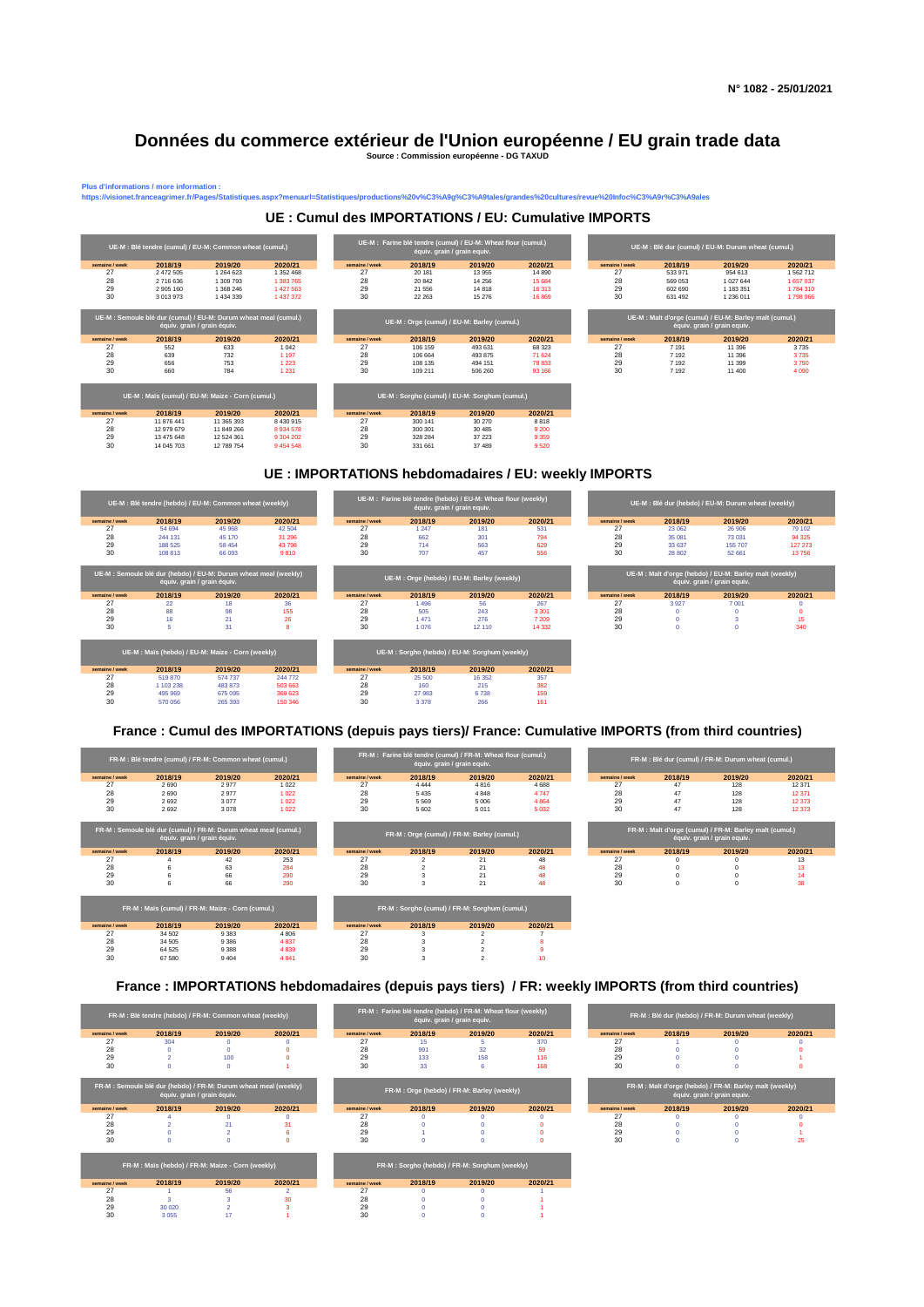N° 1082 - 25/01/2021

# Données du commerce extérieur de l'Union européenne / EU grain trade data

**Source : Commission européenne - DG TAXUD**

**Plus d'informations / more information :**
https://visionet.franceagrimer.fr/Pages/Statistiques.aspx?menuurl=Statistiques/productions%20v%C3%A9g%C3%A9tales/grandes%20cultures/revue%20Infoc%C3%A9r%C3%A9ales

## UE : Cumul des IMPORTATIONS / EU: Cumulative IMPORTS

| UE-M : Blé tendre (cumul) / EU-M: Common wheat (cumul.) | | | |
|---|---|---|---|
| semaine / week | 2018/19 | 2019/20 | 2020/21 |
| 27 | 2 472 505 | 1 264 623 | 1 352 468 |
| 28 | 2 716 636 | 1 309 793 | 1 383 765 |
| 29 | 2 905 160 | 1 368 246 | 1 427 563 |
| 30 | 3 013 973 | 1 434 339 | 1 437 372 |

| UE-M : Farine blé tendre (cumul) / EU-M: Wheat flour (cumul.) équiv. grain / grain equiv. | | | |
|---|---|---|---|
| semaine / week | 2018/19 | 2019/20 | 2020/21 |
| 27 | 20 181 | 13 955 | 14 890 |
| 28 | 20 842 | 14 256 | 15 684 |
| 29 | 21 556 | 14 818 | 16 313 |
| 30 | 22 263 | 15 276 | 16 869 |

| UE-M : Blé dur (cumul) / EU-M: Durum wheat (cumul.) | | | |
|---|---|---|---|
| semaine / week | 2018/19 | 2019/20 | 2020/21 |
| 27 | 533 971 | 954 613 | 1 562 712 |
| 28 | 569 053 | 1 027 644 | 1 657 037 |
| 29 | 602 690 | 1 183 351 | 1 784 310 |
| 30 | 631 492 | 1 236 011 | 1 798 066 |

| UE-M : Semoule blé dur (cumul) / EU-M: Durum wheat meal (cumul.) équiv. grain / grain équiv. | | | |
|---|---|---|---|
| semaine / week | 2018/19 | 2019/20 | 2020/21 |
| 27 | 552 | 633 | 1 042 |
| 28 | 639 | 732 | 1 197 |
| 29 | 656 | 753 | 1 223 |
| 30 | 660 | 784 | 1 231 |

| UE-M : Orge (cumul) / EU-M: Barley (cumul.) | | | |
|---|---|---|---|
| semaine / week | 2018/19 | 2019/20 | 2020/21 |
| 27 | 106 159 | 493 631 | 68 323 |
| 28 | 106 664 | 493 875 | 71 624 |
| 29 | 108 135 | 494 151 | 78 833 |
| 30 | 109 211 | 506 260 | 93 166 |

| UE-M : Malt d'orge (cumul) / EU-M: Barley malt (cumul.) équiv. grain / grain equiv. | | | |
|---|---|---|---|
| semaine / week | 2018/19 | 2019/20 | 2020/21 |
| 27 | 7 191 | 11 396 | 3 735 |
| 28 | 7 192 | 11 396 | 3 735 |
| 29 | 7 192 | 11 399 | 3 750 |
| 30 | 7 192 | 11 400 | 4 090 |

| UE-M : Maïs (cumul) / EU-M: Maize - Corn (cumul.) | | | |
|---|---|---|---|
| semaine / week | 2018/19 | 2019/20 | 2020/21 |
| 27 | 11 876 441 | 11 365 393 | 8 430 915 |
| 28 | 12 979 679 | 11 849 266 | 8 934 578 |
| 29 | 13 475 648 | 12 524 361 | 9 304 202 |
| 30 | 14 045 703 | 12 789 754 | 9 454 548 |

| UE-M : Sorgho (cumul) / EU-M: Sorghum (cumul.) | | | |
|---|---|---|---|
| semaine / week | 2018/19 | 2019/20 | 2020/21 |
| 27 | 300 141 | 30 270 | 8 818 |
| 28 | 300 301 | 30 485 | 9 200 |
| 29 | 328 284 | 37 223 | 9 359 |
| 30 | 331 661 | 37 489 | 9 520 |

## UE : IMPORTATIONS hebdomadaires / EU: weekly IMPORTS

| UE-M : Blé tendre (hebdo) / EU-M: Common wheat (weekly) | | | |
|---|---|---|---|
| semaine / week | 2018/19 | 2019/20 | 2020/21 |
| 27 | 54 694 | 45 968 | 42 504 |
| 28 | 244 131 | 45 170 | 31 296 |
| 29 | 188 525 | 58 454 | 43 798 |
| 30 | 108 813 | 66 093 | 9 810 |

| UE-M : Farine blé tendre (hebdo) / EU-M: Wheat flour (weekly) équiv. grain / grain equiv. | | | |
|---|---|---|---|
| semaine / week | 2018/19 | 2019/20 | 2020/21 |
| 27 | 1 247 | 181 | 531 |
| 28 | 662 | 301 | 794 |
| 29 | 714 | 563 | 629 |
| 30 | 707 | 457 | 556 |

| UE-M : Blé dur (hebdo) / EU-M: Durum wheat (weekly) | | | |
|---|---|---|---|
| semaine / week | 2018/19 | 2019/20 | 2020/21 |
| 27 | 23 062 | 26 906 | 79 102 |
| 28 | 35 081 | 73 031 | 94 325 |
| 29 | 33 637 | 155 707 | 127 273 |
| 30 | 28 802 | 52 661 | 13 756 |

| UE-M : Semoule blé dur (hebdo) / EU-M: Durum wheat meal (weekly) équiv. grain / grain équiv. | | | |
|---|---|---|---|
| semaine / week | 2018/19 | 2019/20 | 2020/21 |
| 27 | 22 | 18 | 36 |
| 28 | 88 | 98 | 155 |
| 29 | 16 | 21 | 26 |
| 30 | 5 | 31 | 8 |

| UE-M : Orge (hebdo) / EU-M: Barley (weekly) | | | |
|---|---|---|---|
| semaine / week | 2018/19 | 2019/20 | 2020/21 |
| 27 | 1 496 | 56 | 267 |
| 28 | 505 | 243 | 3 301 |
| 29 | 1 471 | 276 | 7 209 |
| 30 | 1 076 | 12 110 | 14 332 |

| UE-M : Malt d'orge (hebdo) / EU-M: Barley malt (weekly) équiv. grain / grain equiv. | | | |
|---|---|---|---|
| semaine / week | 2018/19 | 2019/20 | 2020/21 |
| 27 | 3 927 | 7 001 | 0 |
| 28 | 0 | 0 | 0 |
| 29 | 0 | 3 | 15 |
| 30 | 0 | 0 | 340 |

| UE-M : Maïs (hebdo) / EU-M: Maize - Corn (weekly) | | | |
|---|---|---|---|
| semaine / week | 2018/19 | 2019/20 | 2020/21 |
| 27 | 519 870 | 574 737 | 244 772 |
| 28 | 1 103 238 | 483 873 | 503 663 |
| 29 | 495 969 | 675 095 | 369 623 |
| 30 | 570 056 | 265 393 | 150 346 |

| UE-M : Sorgho (hebdo) / EU-M: Sorghum (weekly) | | | |
|---|---|---|---|
| semaine / week | 2018/19 | 2019/20 | 2020/21 |
| 27 | 25 500 | 16 352 | 357 |
| 28 | 160 | 215 | 382 |
| 29 | 27 983 | 6 738 | 159 |
| 30 | 3 378 | 266 | 161 |

## France : Cumul des IMPORTATIONS (depuis pays tiers)/ France: Cumulative IMPORTS (from third countries)

| FR-M : Blé tendre (cumul) / FR-M: Common wheat (cumul.) | | | |
|---|---|---|---|
| semaine / week | 2018/19 | 2019/20 | 2020/21 |
| 27 | 2 690 | 2 977 | 1 022 |
| 28 | 2 690 | 2 977 | 1 022 |
| 29 | 2 692 | 3 077 | 1 022 |
| 30 | 2 692 | 3 078 | 1 022 |

| FR-M : Farine blé tendre (cumul) / FR-M: Wheat flour (cumul.) équiv. grain / grain equiv. | | | |
|---|---|---|---|
| semaine / week | 2018/19 | 2019/20 | 2020/21 |
| 27 | 4 444 | 4 816 | 4 688 |
| 28 | 5 435 | 4 848 | 4 747 |
| 29 | 5 569 | 5 006 | 4 864 |
| 30 | 5 602 | 5 011 | 5 032 |

| FR-M : Blé dur (cumul) / FR-M: Durum wheat (cumul.) | | | |
|---|---|---|---|
| semaine / week | 2018/19 | 2019/20 | 2020/21 |
| 27 | 47 | 128 | 12 371 |
| 28 | 47 | 128 | 12 371 |
| 29 | 47 | 128 | 12 373 |
| 30 | 47 | 128 | 12 373 |

| FR-M : Semoule blé dur (cumul) / FR-M: Durum wheat meal (cumul.) équiv. grain / grain équiv. | | | |
|---|---|---|---|
| semaine / week | 2018/19 | 2019/20 | 2020/21 |
| 27 | 4 | 42 | 253 |
| 28 | 6 | 63 | 284 |
| 29 | 6 | 66 | 290 |
| 30 | 6 | 66 | 290 |

| FR-M : Orge (cumul) / FR-M: Barley (cumul.) | | | |
|---|---|---|---|
| semaine / week | 2018/19 | 2019/20 | 2020/21 |
| 27 | 2 | 21 | 48 |
| 28 | 2 | 21 | 48 |
| 29 | 3 | 21 | 48 |
| 30 | 3 | 21 | 48 |

| FR-M : Malt d'orge (cumul) / FR-M: Barley malt (cumul.) équiv. grain / grain equiv. | | | |
|---|---|---|---|
| semaine / week | 2018/19 | 2019/20 | 2020/21 |
| 27 | 0 | 0 | 13 |
| 28 | 0 | 0 | 13 |
| 29 | 0 | 0 | 14 |
| 30 | 0 | 0 | 38 |

| FR-M : Maïs (cumul) / FR-M: Maize - Corn (cumul.) | | | |
|---|---|---|---|
| semaine / week | 2018/19 | 2019/20 | 2020/21 |
| 27 | 34 502 | 9 383 | 4 806 |
| 28 | 34 505 | 9 386 | 4 837 |
| 29 | 64 525 | 9 388 | 4 839 |
| 30 | 67 580 | 9 404 | 4 841 |

| FR-M : Sorgho (cumul) / FR-M: Sorghum (cumul.) | | | |
|---|---|---|---|
| semaine / week | 2018/19 | 2019/20 | 2020/21 |
| 27 | 3 | 2 | 7 |
| 28 | 3 | 2 | 8 |
| 29 | 3 | 2 | 9 |
| 30 | 3 | 2 | 10 |

## France : IMPORTATIONS hebdomadaires (depuis pays tiers) / FR: weekly IMPORTS (from third countries)

| FR-M : Blé tendre (hebdo) / FR-M: Common wheat (weekly) | | | |
|---|---|---|---|
| semaine / week | 2018/19 | 2019/20 | 2020/21 |
| 27 | 304 | 0 | 0 |
| 28 | 0 | 0 | 0 |
| 29 | 2 | 100 | 0 |
| 30 | 0 | 0 | 1 |

| FR-M : Farine blé tendre (hebdo) / FR-M: Wheat flour (weekly) équiv. grain / grain equiv. | | | |
|---|---|---|---|
| semaine / week | 2018/19 | 2019/20 | 2020/21 |
| 27 | 15 | 5 | 370 |
| 28 | 991 | 32 | 59 |
| 29 | 133 | 158 | 116 |
| 30 | 33 | 6 | 168 |

| FR-M : Blé dur (hebdo) / FR-M: Durum wheat (weekly) | | | |
|---|---|---|---|
| semaine / week | 2018/19 | 2019/20 | 2020/21 |
| 27 | 1 | 0 | 0 |
| 28 | 0 | 0 | 0 |
| 29 | 0 | 0 | 0 |
| 30 | 0 | 0 | 0 |

| FR-M : Semoule blé dur (hebdo) / FR-M: Durum wheat meal (weekly) équiv. grain / grain équiv. | | | |
|---|---|---|---|
| semaine / week | 2018/19 | 2019/20 | 2020/21 |
| 27 | 4 | 0 | 0 |
| 28 | 2 | 21 | 31 |
| 29 | 0 | 2 | 6 |
| 30 | 0 | 0 | 0 |

| FR-M : Orge (hebdo) / FR-M: Barley (weekly) | | | |
|---|---|---|---|
| semaine / week | 2018/19 | 2019/20 | 2020/21 |
| 27 | 0 | 0 | 0 |
| 28 | 0 | 0 | 0 |
| 29 | 1 | 0 | 0 |
| 30 | 0 | 0 | 0 |

| FR-M : Malt d'orge (hebdo) / FR-M: Barley malt (weekly) équiv. grain / grain equiv. | | | |
|---|---|---|---|
| semaine / week | 2018/19 | 2019/20 | 2020/21 |
| 27 | 0 | 0 | 0 |
| 28 | 0 | 0 | 0 |
| 29 | 0 | 0 | 1 |
| 30 | 0 | 0 | 25 |

| FR-M : Maïs (hebdo) / FR-M: Maize - Corn (weekly) | | | |
|---|---|---|---|
| semaine / week | 2018/19 | 2019/20 | 2020/21 |
| 27 | 1 | 56 | 2 |
| 28 | 3 | 3 | 30 |
| 29 | 30 020 | 2 | 3 |
| 30 | 3 055 | 17 | 1 |

| FR-M : Sorgho (hebdo) / FR-M: Sorghum (weekly) | | | |
|---|---|---|---|
| semaine / week | 2018/19 | 2019/20 | 2020/21 |
| 27 | 0 | 0 | 1 |
| 28 | 0 | 0 | 1 |
| 29 | 0 | 0 | 1 |
| 30 | 0 | 0 | 1 |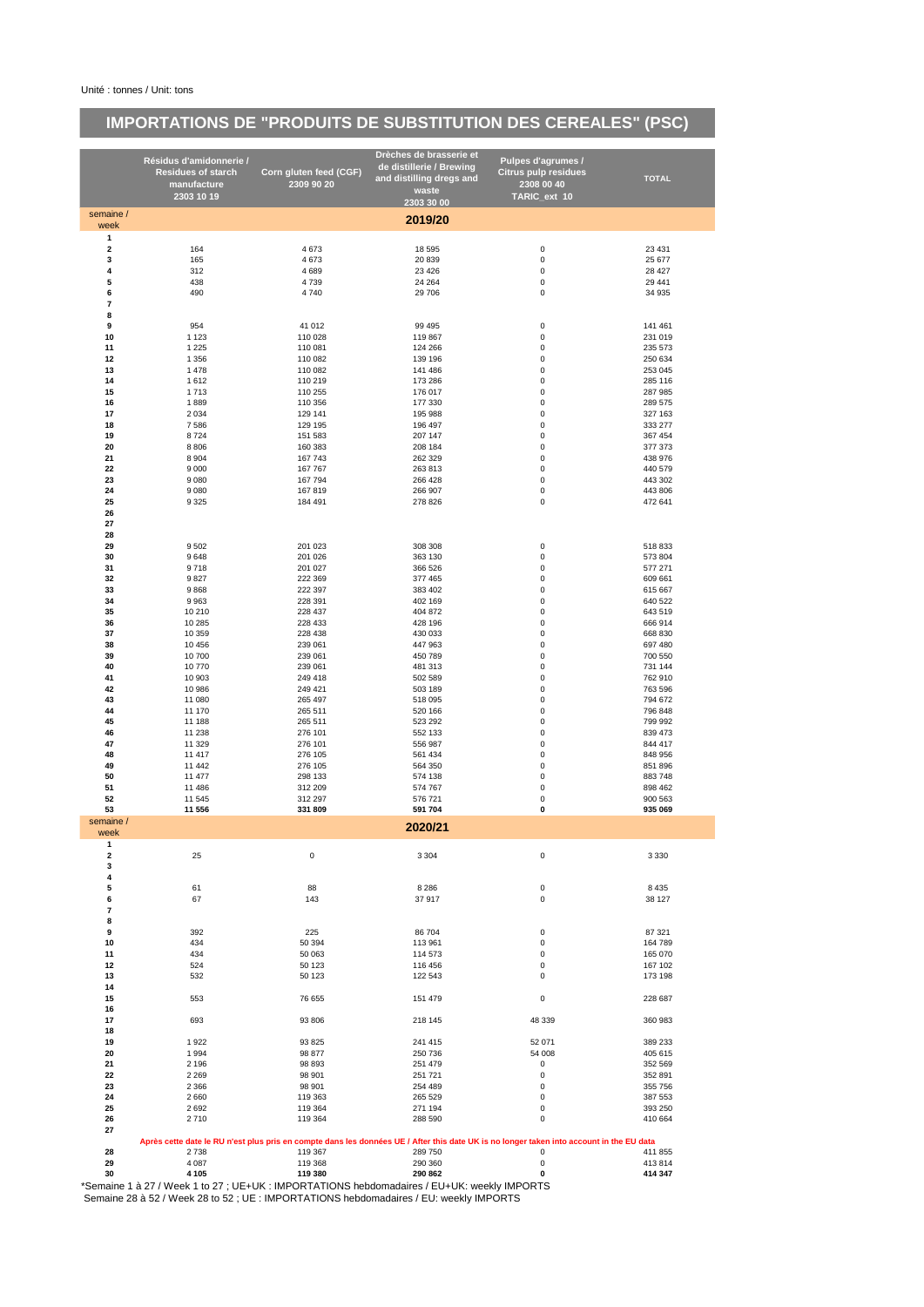Unité : tonnes / Unit: tons

# IMPORTATIONS DE "PRODUITS DE SUBSTITUTION DES CEREALES" (PSC)

| semaine / week | Résidus d'amidonnerie / Residues of starch manufacture 2303 10 19 | Corn gluten feed (CGF) 2309 90 20 | Drèches de brasserie et de distillerie / Brewing and distilling dregs and waste 2303 30 00 | Pulpes d'agrumes / Citrus pulp residues 2308 00 40 TARIC_ext 10 | TOTAL |
|---|---|---|---|---|---|
| **2019/20** | | | | | |
| **1** | | | | | |
| **2** | 164 | 4 673 | 18 595 | 0 | 23 431 |
| **3** | 165 | 4 673 | 20 839 | 0 | 25 677 |
| **4** | 312 | 4 689 | 23 426 | 0 | 28 427 |
| **5** | 438 | 4 739 | 24 264 | 0 | 29 441 |
| **6** | 490 | 4 740 | 29 706 | 0 | 34 935 |
| **7** | | | | | |
| **8** | | | | | |
| **9** | 954 | 41 012 | 99 495 | 0 | 141 461 |
| **10** | 1 123 | 110 028 | 119 867 | 0 | 231 019 |
| **11** | 1 225 | 110 081 | 124 266 | 0 | 235 573 |
| **12** | 1 356 | 110 082 | 139 196 | 0 | 250 634 |
| **13** | 1 478 | 110 082 | 141 486 | 0 | 253 045 |
| **14** | 1 612 | 110 219 | 173 286 | 0 | 285 116 |
| **15** | 1 713 | 110 255 | 176 017 | 0 | 287 985 |
| **16** | 1 889 | 110 356 | 177 330 | 0 | 289 575 |
| **17** | 2 034 | 129 141 | 195 988 | 0 | 327 163 |
| **18** | 7 586 | 129 195 | 196 497 | 0 | 333 277 |
| **19** | 8 724 | 151 583 | 207 147 | 0 | 367 454 |
| **20** | 8 806 | 160 383 | 208 184 | 0 | 377 373 |
| **21** | 8 904 | 167 743 | 262 329 | 0 | 438 976 |
| **22** | 9 000 | 167 767 | 263 813 | 0 | 440 579 |
| **23** | 9 080 | 167 794 | 266 428 | 0 | 443 302 |
| **24** | 9 080 | 167 819 | 266 907 | 0 | 443 806 |
| **25** | 9 325 | 184 491 | 278 826 | 0 | 472 641 |
| **26** | | | | | |
| **27** | | | | | |
| **28** | | | | | |
| **29** | 9 502 | 201 023 | 308 308 | 0 | 518 833 |
| **30** | 9 648 | 201 026 | 363 130 | 0 | 573 804 |
| **31** | 9 718 | 201 027 | 366 526 | 0 | 577 271 |
| **32** | 9 827 | 222 369 | 377 465 | 0 | 609 661 |
| **33** | 9 868 | 222 397 | 383 402 | 0 | 615 667 |
| **34** | 9 963 | 228 391 | 402 169 | 0 | 640 522 |
| **35** | 10 210 | 228 437 | 404 872 | 0 | 643 519 |
| **36** | 10 285 | 228 433 | 428 196 | 0 | 666 914 |
| **37** | 10 359 | 228 438 | 430 033 | 0 | 668 830 |
| **38** | 10 456 | 239 061 | 447 963 | 0 | 697 480 |
| **39** | 10 700 | 239 061 | 450 789 | 0 | 700 550 |
| **40** | 10 770 | 239 061 | 481 313 | 0 | 731 144 |
| **41** | 10 903 | 249 418 | 502 589 | 0 | 762 910 |
| **42** | 10 986 | 249 421 | 503 189 | 0 | 763 596 |
| **43** | 11 080 | 265 497 | 518 095 | 0 | 794 672 |
| **44** | 11 170 | 265 511 | 520 166 | 0 | 796 848 |
| **45** | 11 188 | 265 511 | 523 292 | 0 | 799 992 |
| **46** | 11 238 | 276 101 | 552 133 | 0 | 839 473 |
| **47** | 11 329 | 276 101 | 556 987 | 0 | 844 417 |
| **48** | 11 417 | 276 105 | 561 434 | 0 | 848 956 |
| **49** | 11 442 | 276 105 | 564 350 | 0 | 851 896 |
| **50** | 11 477 | 298 133 | 574 138 | 0 | 883 748 |
| **51** | 11 486 | 312 209 | 574 767 | 0 | 898 462 |
| **52** | 11 545 | 312 297 | 576 721 | 0 | 900 563 |
| **53** | **11 556** | **331 809** | **591 704** | **0** | **935 069** |
| **2020/21** | | | | | |
| **1** | | | | | |
| **2** | 25 | 0 | 3 304 | 0 | 3 330 |
| **3** | | | | | |
| **4** | | | | | |
| **5** | 61 | 88 | 8 286 | 0 | 8 435 |
| **6** | 67 | 143 | 37 917 | 0 | 38 127 |
| **7** | | | | | |
| **8** | | | | | |
| **9** | 392 | 225 | 86 704 | 0 | 87 321 |
| **10** | 434 | 50 394 | 113 961 | 0 | 164 789 |
| **11** | 434 | 50 063 | 114 573 | 0 | 165 070 |
| **12** | 524 | 50 123 | 116 456 | 0 | 167 102 |
| **13** | 532 | 50 123 | 122 543 | 0 | 173 198 |
| **14** | | | | | |
| **15** | 553 | 76 655 | 151 479 | 0 | 228 687 |
| **16** | | | | | |
| **17** | 693 | 93 806 | 218 145 | 48 339 | 360 983 |
| **18** | | | | | |
| **19** | 1 922 | 93 825 | 241 415 | 52 071 | 389 233 |
| **20** | 1 994 | 98 877 | 250 736 | 54 008 | 405 615 |
| **21** | 2 196 | 98 893 | 251 479 | 0 | 352 569 |
| **22** | 2 269 | 98 901 | 251 721 | 0 | 352 891 |
| **23** | 2 366 | 98 901 | 254 489 | 0 | 355 756 |
| **24** | 2 660 | 119 363 | 265 529 | 0 | 387 553 |
| **25** | 2 692 | 119 364 | 271 194 | 0 | 393 250 |
| **26** | 2 710 | 119 364 | 288 590 | 0 | 410 664 |
| **27** | | | | | |
| | Après cette date le RU n'est plus pris en compte dans les données UE / After this date UK is no longer taken into account in the EU data | | | | |
| **28** | 2 738 | 119 367 | 289 750 | 0 | 411 855 |
| **29** | 4 087 | 119 368 | 290 360 | 0 | 413 814 |
| **30** | **4 105** | **119 380** | **290 862** | **0** | **414 347** |

*Semaine 1 à 27 / Week 1 to 27 ; UE+UK : IMPORTATIONS hebdomadaires / EU+UK: weekly IMPORTS

Semaine 28 à 52 / Week 28 to 52 ; UE : IMPORTATIONS hebdomadaires / EU: weekly IMPORTS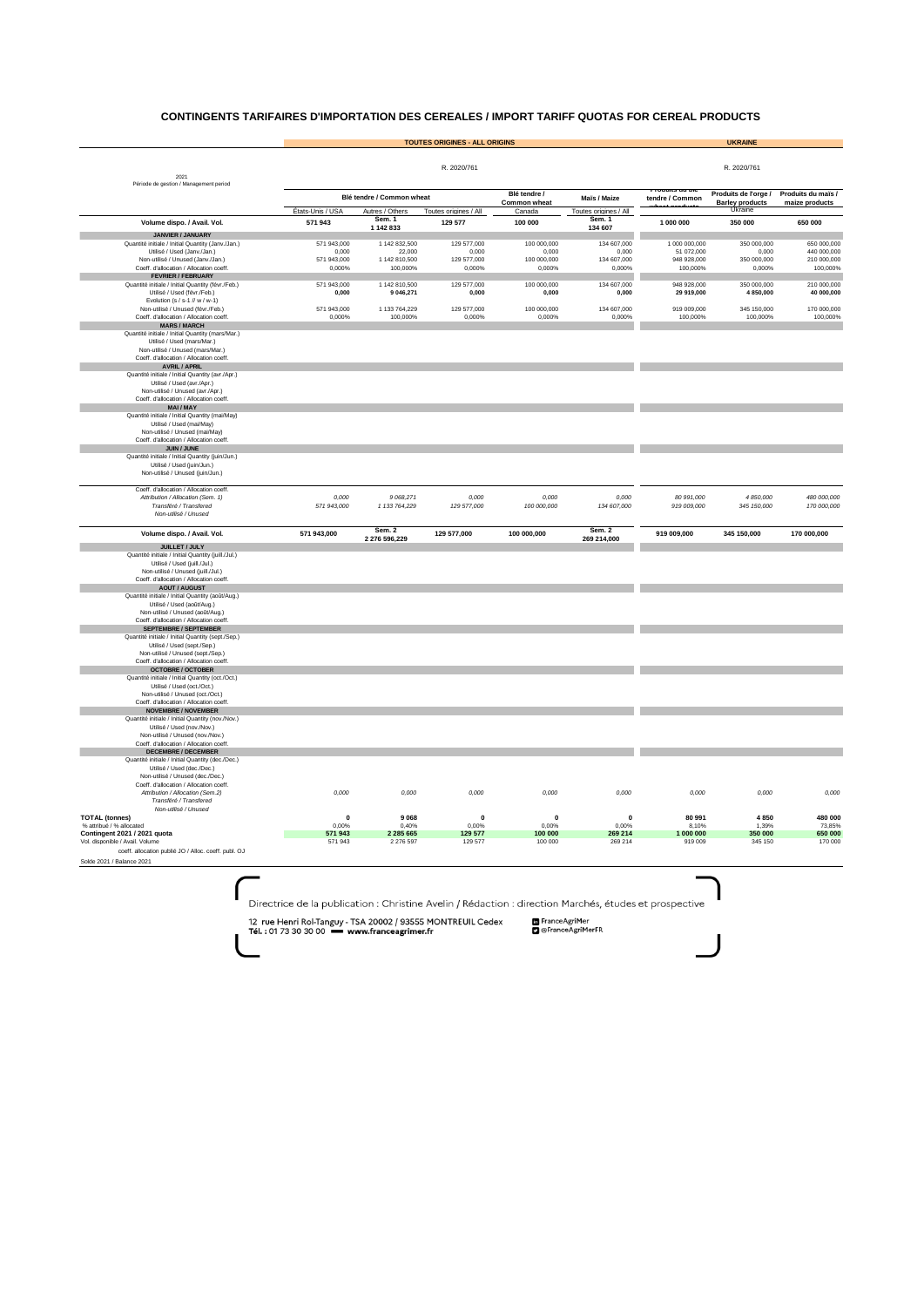# CONTINGENTS TARIFAIRES D'IMPORTATION DES CEREALES / IMPORT TARIFF QUOTAS FOR CEREAL PRODUCTS

| 2021<br>Période de gestion / Management period | TOUTES ORIGINES - ALL ORIGINS | | | | | UKRAINE | | |
|---|---|---|---|---|---|---|---|---|
| | R. 2020/761 | | | | | R. 2020/761 | | |
| | Blé tendre / Common wheat | | | Blé tendre / Common wheat | Maïs / Maize | Produits du blé tendre / Common wheat products | Produits de l'orge / Barley products | Produits du maïs / maize products |
| | États-Unis / USA | Autres / Others | Toutes origines / All | Canada | Toutes origines / All | | Ukraine | |
| **Volume dispo. / Avail. Vol.** | **571 943** | **Sem. 1 1 142 833** | **129 577** | **100 000** | **Sem. 1 134 607** | **1 000 000** | **350 000** | **650 000** |
| **JANVIER / JANUARY** | | | | | | | | |
| Quantité initiale / Initial Quantity (Janv./Jan.) | 571 943,000 | 1 142 832,500 | 129 577,000 | 100 000,000 | 134 607,000 | 1 000 000,000 | 350 000,000 | 650 000,000 |
| Utilisé / Used (Janv./Jan.) | 0,000 | 22,000 | 0,000 | 0,000 | 0,000 | 51 072,000 | 0,000 | 440 000,000 |
| Non-utilisé / Unused (Janv./Jan.) | 571 943,000 | 1 142 810,500 | 129 577,000 | 100 000,000 | 134 607,000 | 948 928,000 | 350 000,000 | 210 000,000 |
| Coeff. d'allocation / Allocation coeff. | 0,000% | 100,000% | 0,000% | 0,000% | 0,000% | 100,000% | 0,000% | 100,000% |
| **FEVRIER / FEBRUARY** | | | | | | | | |
| Quantité initiale / Initial Quantity (févr./Feb.) | 571 943,000 | 1 142 810,500 | 129 577,000 | 100 000,000 | 134 607,000 | 948 928,000 | 350 000,000 | 210 000,000 |
| Utilisé / Used (févr./Feb.) | **0,000** | **9 046,271** | **0,000** | **0,000** | **0,000** | **29 919,000** | **4 850,000** | **40 000,000** |
| Evolution (s / s-1 // w / w-1) | | | | | | | | |
| Non-utilisé / Unused (févr./Feb.) | 571 943,000 | 1 133 764,229 | 129 577,000 | 100 000,000 | 134 607,000 | 919 009,000 | 345 150,000 | 170 000,000 |
| Coeff. d'allocation / Allocation coeff. | 0,000% | 100,000% | 0,000% | 0,000% | 0,000% | 100,000% | 100,000% | 100,000% |
| **MARS / MARCH** | | | | | | | | |
| Quantité initiale / Initial Quantity (mars/Mar.) | | | | | | | | |
| Utilisé / Used (mars/Mar.) | | | | | | | | |
| Non-utilisé / Unused (mars/Mar.) | | | | | | | | |
| Coeff. d'allocation / Allocation coeff. | | | | | | | | |
| **AVRIL / APRIL** | | | | | | | | |
| Quantité initiale / Initial Quantity (avr./Apr.) | | | | | | | | |
| Utilisé / Used (avr./Apr.) | | | | | | | | |
| Non-utilisé / Unused (avr./Apr.) | | | | | | | | |
| Coeff. d'allocation / Allocation coeff. | | | | | | | | |
| **MAI / MAY** | | | | | | | | |
| Quantité initiale / Initial Quantity (mai/May) | | | | | | | | |
| Utilisé / Used (mai/May) | | | | | | | | |
| Non-utilisé / Unused (mai/May) | | | | | | | | |
| Coeff. d'allocation / Allocation coeff. | | | | | | | | |
| **JUIN / JUNE** | | | | | | | | |
| Quantité initiale / Initial Quantity (juin/Jun.) | | | | | | | | |
| Utilisé / Used (juin/Jun.) | | | | | | | | |
| Non-utilisé / Unused (juin/Jun.) | | | | | | | | |
| Coeff. d'allocation / Allocation coeff. | | | | | | | | |
| *Attribution / Allocation (Sem. 1)* | *0,000* | *9 068,271* | *0,000* | *0,000* | *0,000* | *80 991,000* | *4 850,000* | *480 000,000* |
| *Transféré / Transfered* | *571 943,000* | *1 133 764,229* | *129 577,000* | *100 000,000* | *134 607,000* | *919 009,000* | *345 150,000* | *170 000,000* |
| *Non-utilisé / Unused* | | | | | | | | |
| **Volume dispo. / Avail. Vol.** | **571 943,000** | **Sem. 2 2 276 596,229** | **129 577,000** | **100 000,000** | **Sem. 2 269 214,000** | **919 009,000** | **345 150,000** | **170 000,000** |
| **JUILLET / JULY** | | | | | | | | |
| Quantité initiale / Initial Quantity (juill./Jul.) | | | | | | | | |
| Utilisé / Used (juill./Jul.) | | | | | | | | |
| Non-utilisé / Unused (juill./Jul.) | | | | | | | | |
| Coeff. d'allocation / Allocation coeff. | | | | | | | | |
| **AOUT / AUGUST** | | | | | | | | |
| Quantité initiale / Initial Quantity (août/Aug.) | | | | | | | | |
| Utilisé / Used (août/Aug.) | | | | | | | | |
| Non-utilisé / Unused (août/Aug.) | | | | | | | | |
| Coeff. d'allocation / Allocation coeff. | | | | | | | | |
| **SEPTEMBRE / SEPTEMBER** | | | | | | | | |
| Quantité initiale / Initial Quantity (sept./Sep.) | | | | | | | | |
| Utilisé / Used (sept./Sep.) | | | | | | | | |
| Non-utilisé / Unused (sept./Sep.) | | | | | | | | |
| Coeff. d'allocation / Allocation coeff. | | | | | | | | |
| **OCTOBRE / OCTOBER** | | | | | | | | |
| Quantité initiale / Initial Quantity (oct./Oct.) | | | | | | | | |
| Utilisé / Used (oct./Oct.) | | | | | | | | |
| Non-utilisé / Unused (oct./Oct.) | | | | | | | | |
| Coeff. d'allocation / Allocation coeff. | | | | | | | | |
| **NOVEMBRE / NOVEMBER** | | | | | | | | |
| Quantité initiale / Initial Quantity (nov./Nov.) | | | | | | | | |
| Utilisé / Used (nov./Nov.) | | | | | | | | |
| Non-utilisé / Unused (nov./Nov.) | | | | | | | | |
| Coeff. d'allocation / Allocation coeff. | | | | | | | | |
| **DECEMBRE / DECEMBER** | | | | | | | | |
| Quantité initiale / Initial Quantity (déc./Dec.) | | | | | | | | |
| Utilisé / Used (déc./Dec.) | | | | | | | | |
| Non-utilisé / Unused (déc./Dec.) | | | | | | | | |
| Coeff. d'allocation / Allocation coeff. | | | | | | | | |
| *Attribution / Allocation (Sem.2)* | *0,000* | *0,000* | *0,000* | *0,000* | *0,000* | *0,000* | *0,000* | *0,000* |
| *Transféré / Transfered* | | | | | | | | |
| *Non-utilisé / Unused* | | | | | | | | |
| **TOTAL (tonnes)** | **0** | **9 068** | **0** | **0** | **0** | **80 991** | **4 850** | **480 000** |
| % attribué / % allocated | 0,00% | 0,40% | 0,00% | 0,00% | 0,00% | 8,10% | 1,39% | 73,85% |
| **Contingent 2021 / 2021 quota** | **571 943** | **2 285 665** | **129 577** | **100 000** | **269 214** | **1 000 000** | **350 000** | **650 000** |
| Vol. disponible / Avail. Volume | 571 943 | 2 276 597 | 129 577 | 100 000 | 269 214 | 919 009 | 345 150 | 170 000 |
| coeff. allocation publié JO / Alloc. coeff. publ. OJ | | | | | | | | |
| Solde 2021 / Balance 2021 | | | | | | | | |

Directrice de la publication : Christine Avelin / Rédaction : direction Marchés, études et prospective

12 rue Henri Rol-Tanguy - TSA 20002 / 93555 MONTREUIL Cedex
Tél. : 01 73 30 30 00 — www.franceagrimer.fr

FranceAgriMer
@FranceAgriMerFR